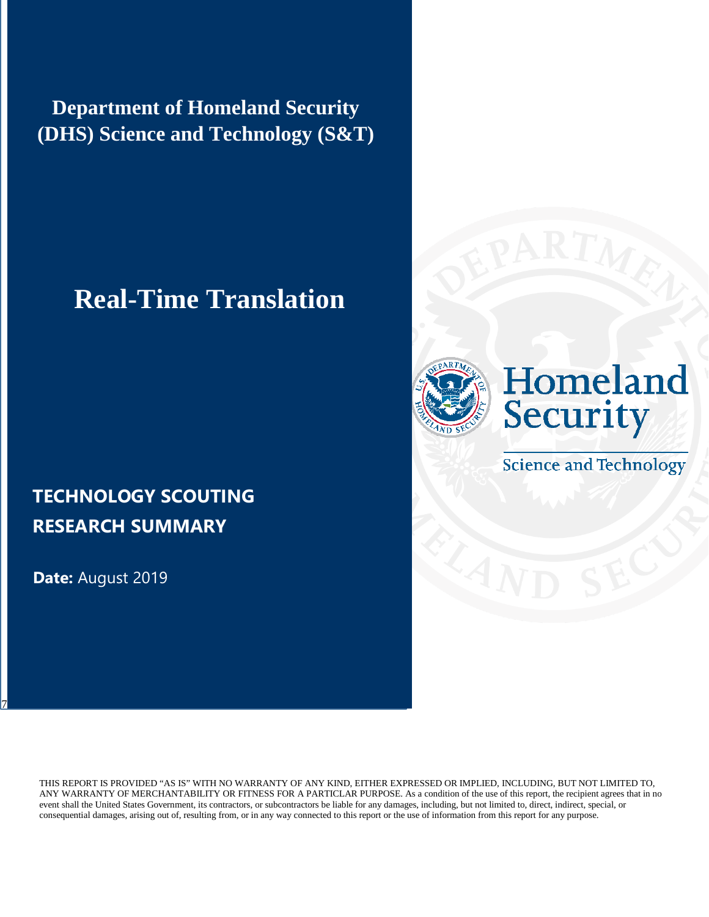**Department of Homeland Security (DHS) Science and Technology (S&T)**

# Real-Time Translation

Homeland Security

Science and Technology

## TECHNOLOGY SCOUTING RESEARCH SUMMARY

**Date:** August 2019

THIS REPORT IS PROVIDED "AS IS" WITH NO WARRANTY OF ANY KIND, EITHER EXPRESSED OR IMPLIED, INCLUDING, BUT NOT LIMITED TO, ANY WARRANTY OF MERCHANTABILITY OR FITNESS FOR A PARTICLAR PURPOSE. As a condition of the use of this report, the recipient agrees that in no event shall the United States Government, its contractors, or subcontractors be liable for any damages, including, but not limited to, direct, indirect, special, or consequential damages, arising out of, resulting from, or in any way connected to this report or the use of information from this report for any purpose.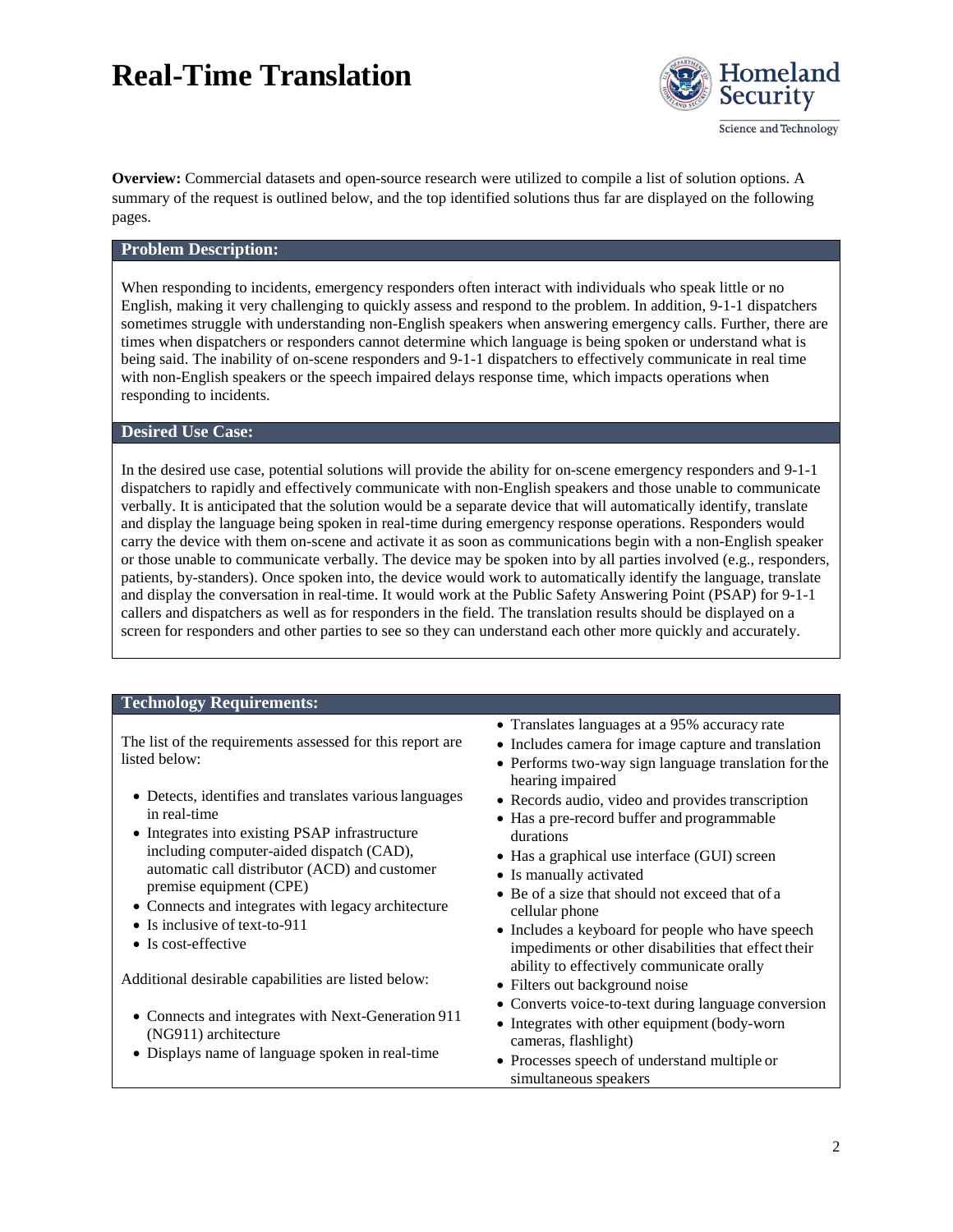# Real-Time Translation

**Overview:** Commercial datasets and open-source research were utilized to compile a list of solution options. A summary of the request is outlined below, and the top identified solutions thus far are displayed on the following pages.

## Problem Description:

When responding to incidents, emergency responders often interact with individuals who speak little or no English, making it very challenging to quickly assess and respond to the problem. In addition, 9-1-1 dispatchers sometimes struggle with understanding non-English speakers when answering emergency calls. Further, there are times when dispatchers or responders cannot determine which language is being spoken or understand what is being said. The inability of on-scene responders and 9-1-1 dispatchers to effectively communicate in real time with non-English speakers or the speech impaired delays response time, which impacts operations when responding to incidents.

## Desired Use Case:

In the desired use case, potential solutions will provide the ability for on-scene emergency responders and 9-1-1 dispatchers to rapidly and effectively communicate with non-English speakers and those unable to communicate verbally. It is anticipated that the solution would be a separate device that will automatically identify, translate and display the language being spoken in real-time during emergency response operations. Responders would carry the device with them on-scene and activate it as soon as communications begin with a non-English speaker or those unable to communicate verbally. The device may be spoken into by all parties involved (e.g., responders, patients, by-standers). Once spoken into, the device would work to automatically identify the language, translate and display the conversation in real-time. It would work at the Public Safety Answering Point (PSAP) for 9-1-1 callers and dispatchers as well as for responders in the field. The translation results should be displayed on a screen for responders and other parties to see so they can understand each other more quickly and accurately.

## Technology Requirements:

The list of the requirements assessed for this report are listed below:

- Detects, identifies and translates various languages in real-time
- Integrates into existing PSAP infrastructure including computer-aided dispatch (CAD), automatic call distributor (ACD) and customer premise equipment (CPE)
- Connects and integrates with legacy architecture
- Is inclusive of text-to-911
- Is cost-effective

Additional desirable capabilities are listed below:

- Connects and integrates with Next-Generation 911 (NG911) architecture
- Displays name of language spoken in real-time
- Translates languages at a 95% accuracy rate
- Includes camera for image capture and translation
- Performs two-way sign language translation for the hearing impaired
- Records audio, video and provides transcription
- Has a pre-record buffer and programmable durations
- Has a graphical use interface (GUI) screen
- Is manually activated
- Be of a size that should not exceed that of a cellular phone
- Includes a keyboard for people who have speech impediments or other disabilities that effect their ability to effectively communicate orally
- Filters out background noise
- Converts voice-to-text during language conversion
- Integrates with other equipment (body-worn cameras, flashlight)
- Processes speech of understand multiple or simultaneous speakers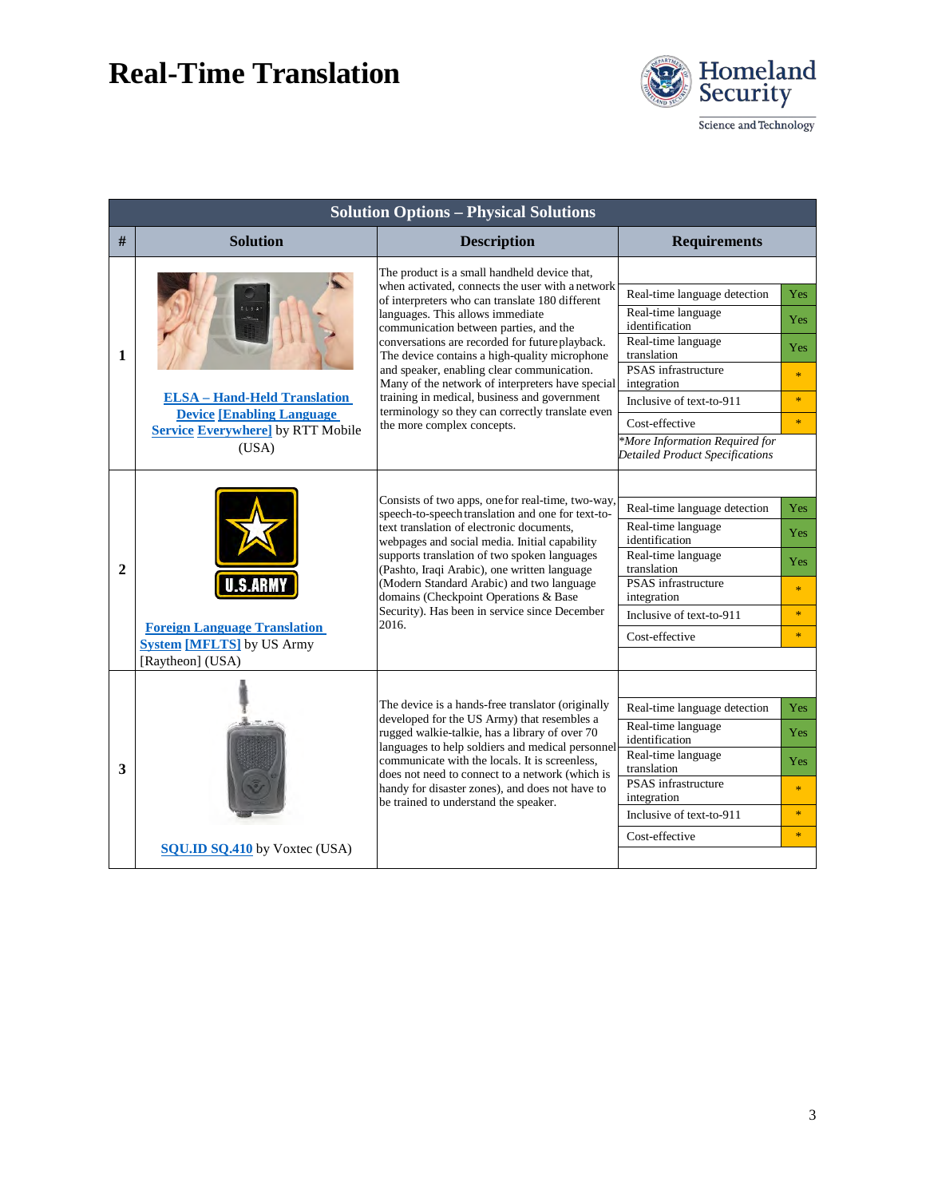# Real-Time Translation

| Solution Options – Physical Solutions | | | |
|---|---|---|---|
| **#** | **Solution** | **Description** | **Requirements** |
| **1** | ELSA – Hand-Held Translation Device [Enabling Language Service Everywhere] by RTT Mobile (USA) | The product is a small handheld device that, when activated, connects the user with a network of interpreters who can translate 180 different languages. This allows immediate communication between parties, and the conversations are recorded for future playback. The device contains a high-quality microphone and speaker, enabling clear communication. Many of the network of interpreters have special training in medical, business and government terminology so they can correctly translate even the more complex concepts. | Real-time language detection: Yes<br>Real-time language identification: Yes<br>Real-time language translation: Yes<br>PSAS infrastructure integration: *<br>Inclusive of text-to-911: *<br>Cost-effective: *<br>*More Information Required for Detailed Product Specifications* |
| **2** | Foreign Language Translation System [MFLTS] by US Army [Raytheon] (USA) | Consists of two apps, one for real-time, two-way, speech-to-speech translation and one for text-to-text translation of electronic documents, webpages and social media. Initial capability supports translation of two spoken languages (Pashto, Iraqi Arabic), one written language (Modern Standard Arabic) and two language domains (Checkpoint Operations & Base Security). Has been in service since December 2016. | Real-time language detection: Yes<br>Real-time language identification: Yes<br>Real-time language translation: Yes<br>PSAS infrastructure integration: *<br>Inclusive of text-to-911: *<br>Cost-effective: * |
| **3** | SQU.ID SQ.410 by Voxtec (USA) | The device is a hands-free translator (originally developed for the US Army) that resembles a rugged walkie-talkie, has a library of over 70 languages to help soldiers and medical personnel communicate with the locals. It is screenless, does not need to connect to a network (which is handy for disaster zones), and does not have to be trained to understand the speaker. | Real-time language detection: Yes<br>Real-time language identification: Yes<br>Real-time language translation: Yes<br>PSAS infrastructure integration: *<br>Inclusive of text-to-911: *<br>Cost-effective: * |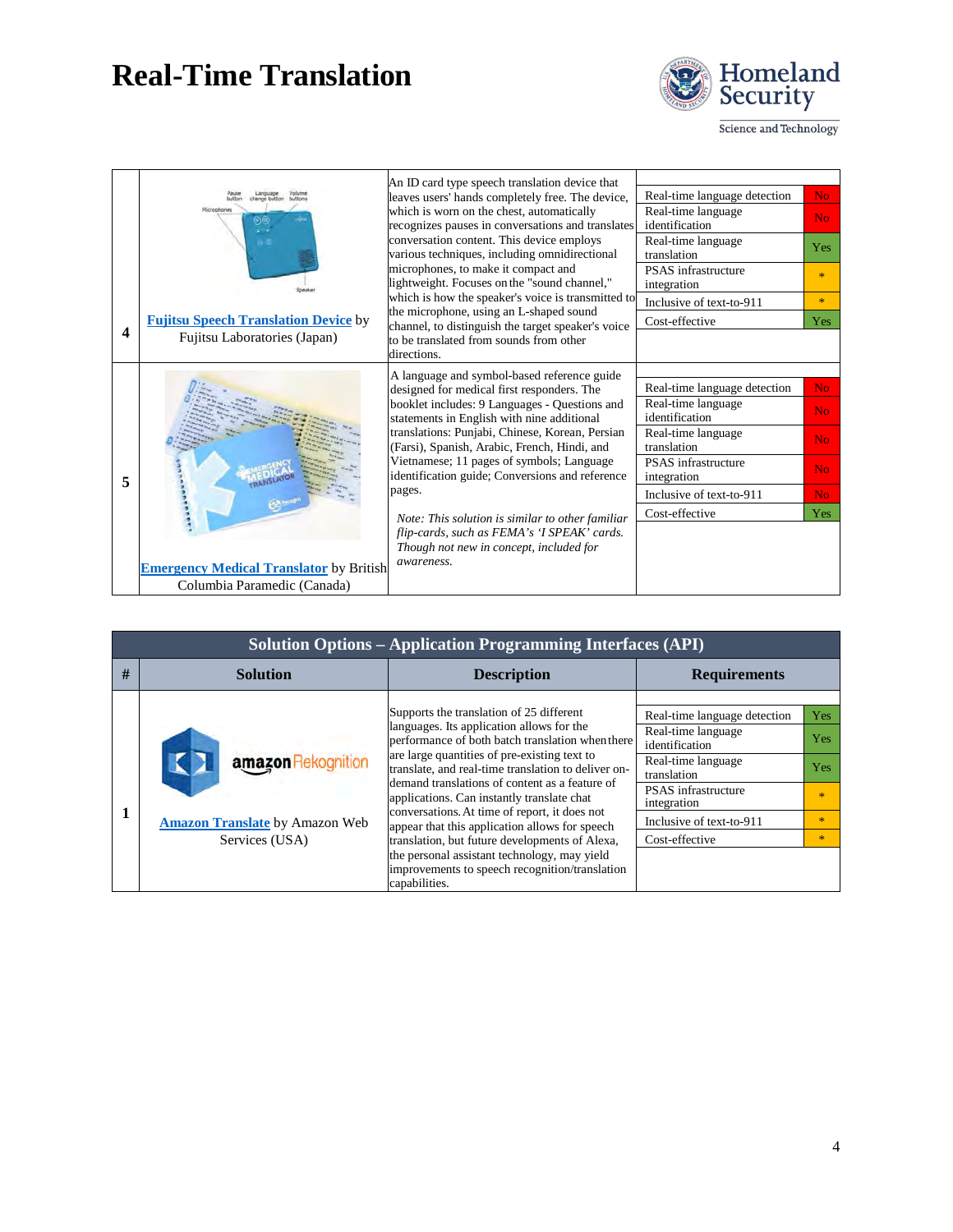# Real-Time Translation

| # | Solution | Description | Requirements | |
|---|---|---|---|---|
| 4 | Fujitsu Speech Translation Device by Fujitsu Laboratories (Japan) | An ID card type speech translation device that leaves users' hands completely free. The device, which is worn on the chest, automatically recognizes pauses in conversations and translates conversation content. This device employs various techniques, including omnidirectional microphones, to make it compact and lightweight. Focuses on the "sound channel," which is how the speaker's voice is transmitted to the microphone, using an L-shaped sound channel, to distinguish the target speaker's voice to be translated from sounds from other directions. | Real-time language detection | No |
| | | | Real-time language identification | No |
| | | | Real-time language translation | Yes |
| | | | PSAS infrastructure integration | * |
| | | | Inclusive of text-to-911 | * |
| | | | Cost-effective | Yes |
| 5 | Emergency Medical Translator by British Columbia Paramedic (Canada) | A language and symbol-based reference guide designed for medical first responders. The booklet includes: 9 Languages - Questions and statements in English with nine additional translations: Punjabi, Chinese, Korean, Persian (Farsi), Spanish, Arabic, French, Hindi, and Vietnamese; 11 pages of symbols; Language identification guide; Conversions and reference pages. *Note: This solution is similar to other familiar flip-cards, such as FEMA's 'I SPEAK' cards. Though not new in concept, included for awareness.* | Real-time language detection | No |
| | | | Real-time language identification | No |
| | | | Real-time language translation | No |
| | | | PSAS infrastructure integration | No |
| | | | Inclusive of text-to-911 | No |
| | | | Cost-effective | Yes |

| Solution Options – Application Programming Interfaces (API) | | | | |
|---|---|---|---|---|
| **#** | **Solution** | **Description** | **Requirements** | |
| 1 | amazon Rekognition — Amazon Translate by Amazon Web Services (USA) | Supports the translation of 25 different languages. Its application allows for the performance of both batch translation when there are large quantities of pre-existing text to translate, and real-time translation to deliver on-demand translations of content as a feature of applications. Can instantly translate chat conversations. At time of report, it does not appear that this application allows for speech translation, but future developments of Alexa, the personal assistant technology, may yield improvements to speech recognition/translation capabilities. | Real-time language detection | Yes |
| | | | Real-time language identification | Yes |
| | | | Real-time language translation | Yes |
| | | | PSAS infrastructure integration | * |
| | | | Inclusive of text-to-911 | * |
| | | | Cost-effective | * |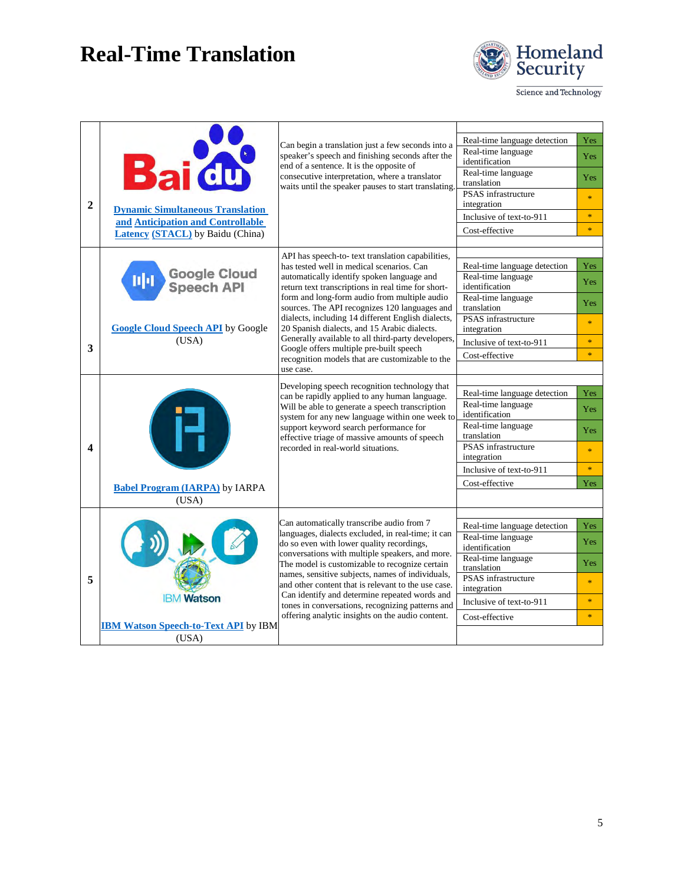# Real-Time Translation

| # | Tool | Description | Capabilities |
|---|---|---|---|
| 2 | Dynamic Simultaneous Translation and Anticipation and Controllable Latency (STACL) by Baidu (China) | Can begin a translation just a few seconds into a speaker's speech and finishing seconds after the end of a sentence. It is the opposite of consecutive interpretation, where a translator waits until the speaker pauses to start translating. | Real-time language detection: Yes<br>Real-time language identification: Yes<br>Real-time language translation: Yes<br>PSAS infrastructure integration: *<br>Inclusive of text-to-911: *<br>Cost-effective: * |
| 3 | Google Cloud Speech API by Google (USA) | API has speech-to- text translation capabilities, has tested well in medical scenarios. Can automatically identify spoken language and return text transcriptions in real time for short-form and long-form audio from multiple audio sources. The API recognizes 120 languages and dialects, including 14 different English dialects, 20 Spanish dialects, and 15 Arabic dialects. Generally available to all third-party developers, Google offers multiple pre-built speech recognition models that are customizable to the use case. | Real-time language detection: Yes<br>Real-time language identification: Yes<br>Real-time language translation: Yes<br>PSAS infrastructure integration: *<br>Inclusive of text-to-911: *<br>Cost-effective: * |
| 4 | Babel Program (IARPA) by IARPA (USA) | Developing speech recognition technology that can be rapidly applied to any human language. Will be able to generate a speech transcription system for any new language within one week to support keyword search performance for effective triage of massive amounts of speech recorded in real-world situations. | Real-time language detection: Yes<br>Real-time language identification: Yes<br>Real-time language translation: Yes<br>PSAS infrastructure integration: *<br>Inclusive of text-to-911: *<br>Cost-effective: Yes |
| 5 | IBM Watson Speech-to-Text API by IBM (USA) | Can automatically transcribe audio from 7 languages, dialects excluded, in real-time; it can do so even with lower quality recordings, conversations with multiple speakers, and more. The model is customizable to recognize certain names, sensitive subjects, names of individuals, and other content that is relevant to the use case. Can identify and determine repeated words and tones in conversations, recognizing patterns and offering analytic insights on the audio content. | Real-time language detection: Yes<br>Real-time language identification: Yes<br>Real-time language translation: Yes<br>PSAS infrastructure integration: *<br>Inclusive of text-to-911: *<br>Cost-effective: * |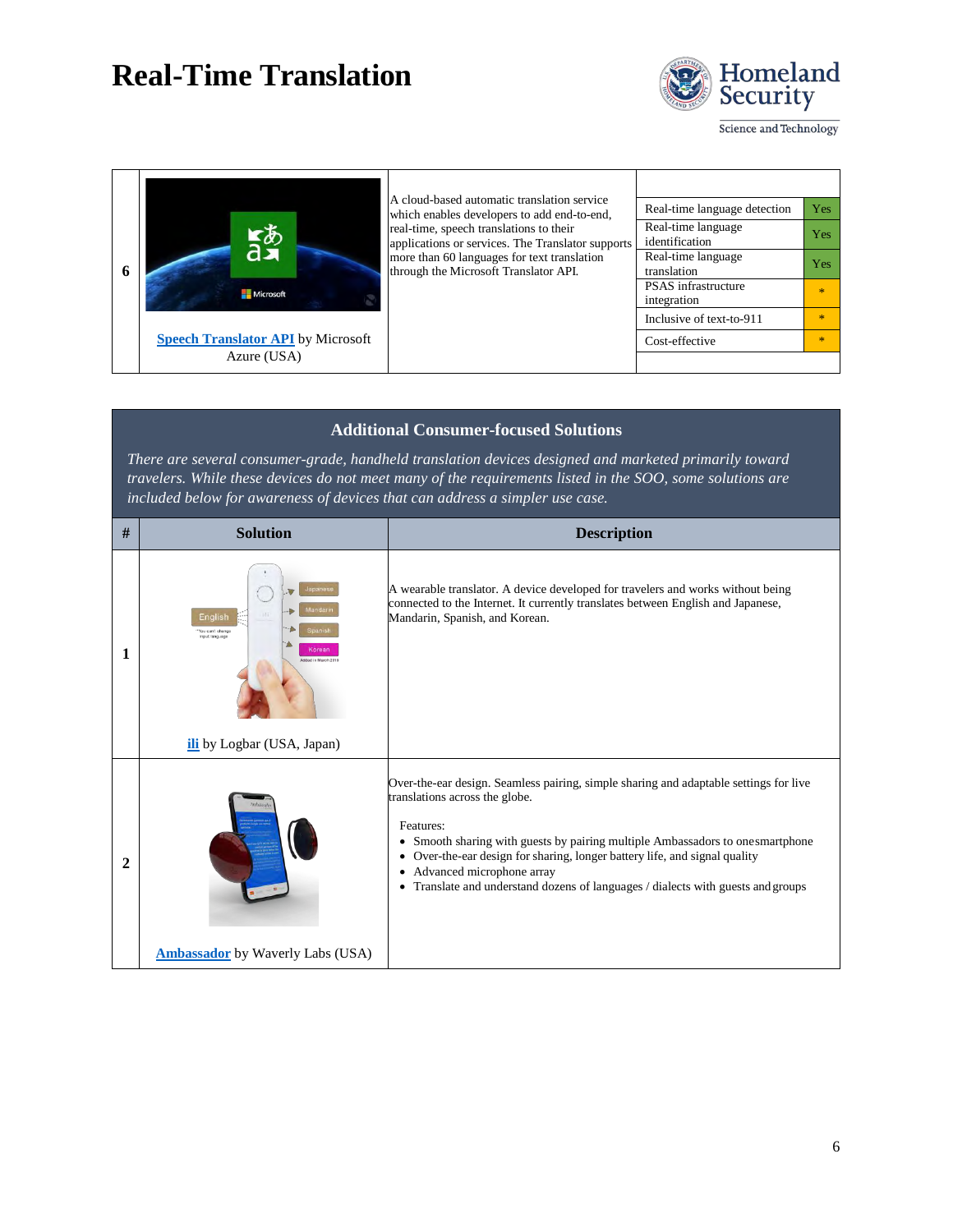# Real-Time Translation

| # | Solution | Description | Requirements | |
|---|---|---|---|---|
| 6 | Speech Translator API by Microsoft Azure (USA) | A cloud-based automatic translation service which enables developers to add end-to-end, real-time, speech translations to their applications or services. The Translator supports more than 60 languages for text translation through the Microsoft Translator API. | Real-time language detection | Yes |
| | | | Real-time language identification | Yes |
| | | | Real-time language translation | Yes |
| | | | PSAS infrastructure integration | * |
| | | | Inclusive of text-to-911 | * |
| | | | Cost-effective | * |

## Additional Consumer-focused Solutions

*There are several consumer-grade, handheld translation devices designed and marketed primarily toward travelers. While these devices do not meet many of the requirements listed in the SOO, some solutions are included below for awareness of devices that can address a simpler use case.*

| # | Solution | Description |
|---|---|---|
| 1 | ili by Logbar (USA, Japan) | A wearable translator. A device developed for travelers and works without being connected to the Internet. It currently translates between English and Japanese, Mandarin, Spanish, and Korean. |
| 2 | Ambassador by Waverly Labs (USA) | Over-the-ear design. Seamless pairing, simple sharing and adaptable settings for live translations across the globe.<br><br>Features:<br>• Smooth sharing with guests by pairing multiple Ambassadors to one smartphone<br>• Over-the-ear design for sharing, longer battery life, and signal quality<br>• Advanced microphone array<br>• Translate and understand dozens of languages / dialects with guests and groups |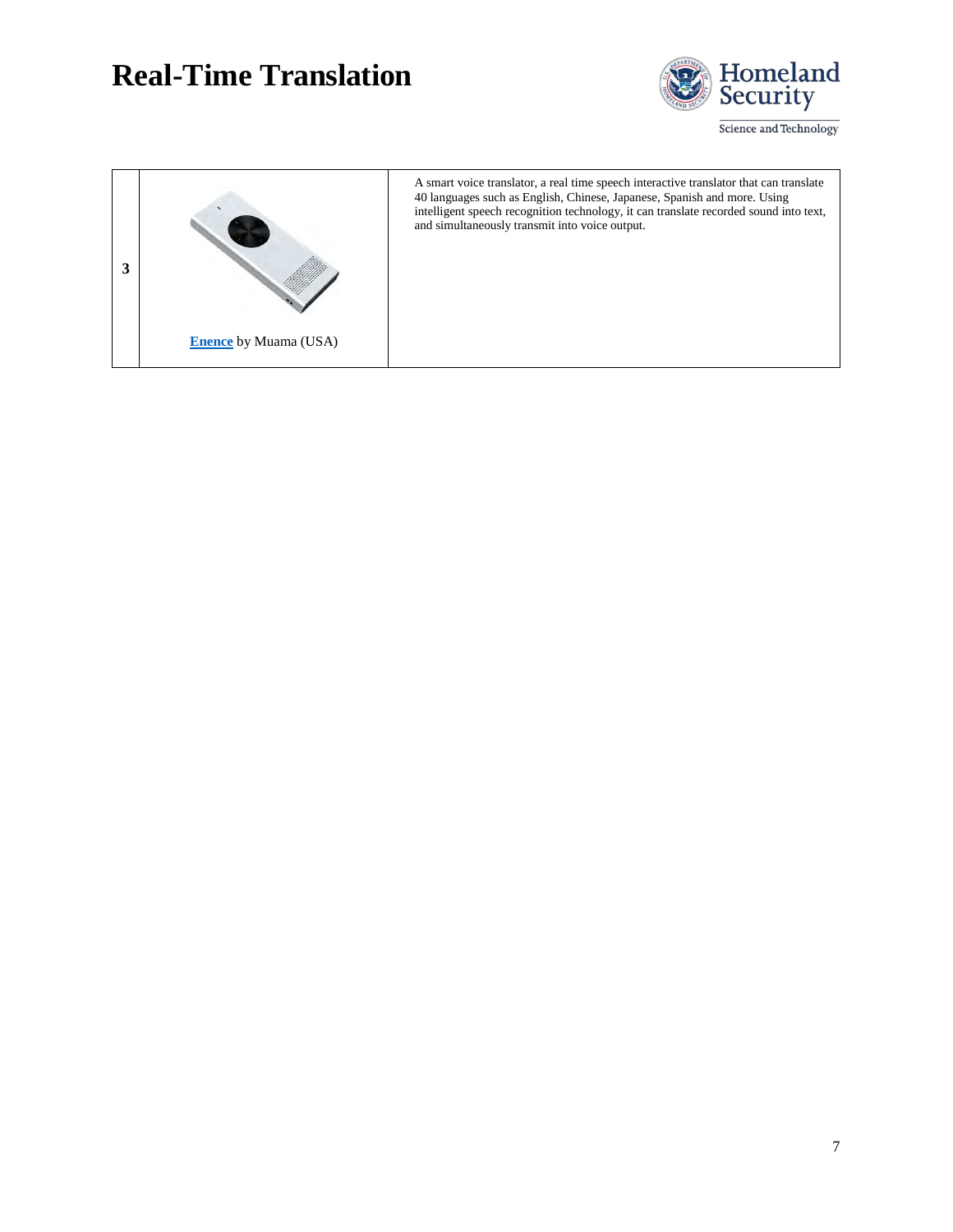# Real-Time Translation

| | | |
|---|---|---|
| **3** | **Enence** by Muama (USA) | A smart voice translator, a real time speech interactive translator that can translate 40 languages such as English, Chinese, Japanese, Spanish and more. Using intelligent speech recognition technology, it can translate recorded sound into text, and simultaneously transmit into voice output. |